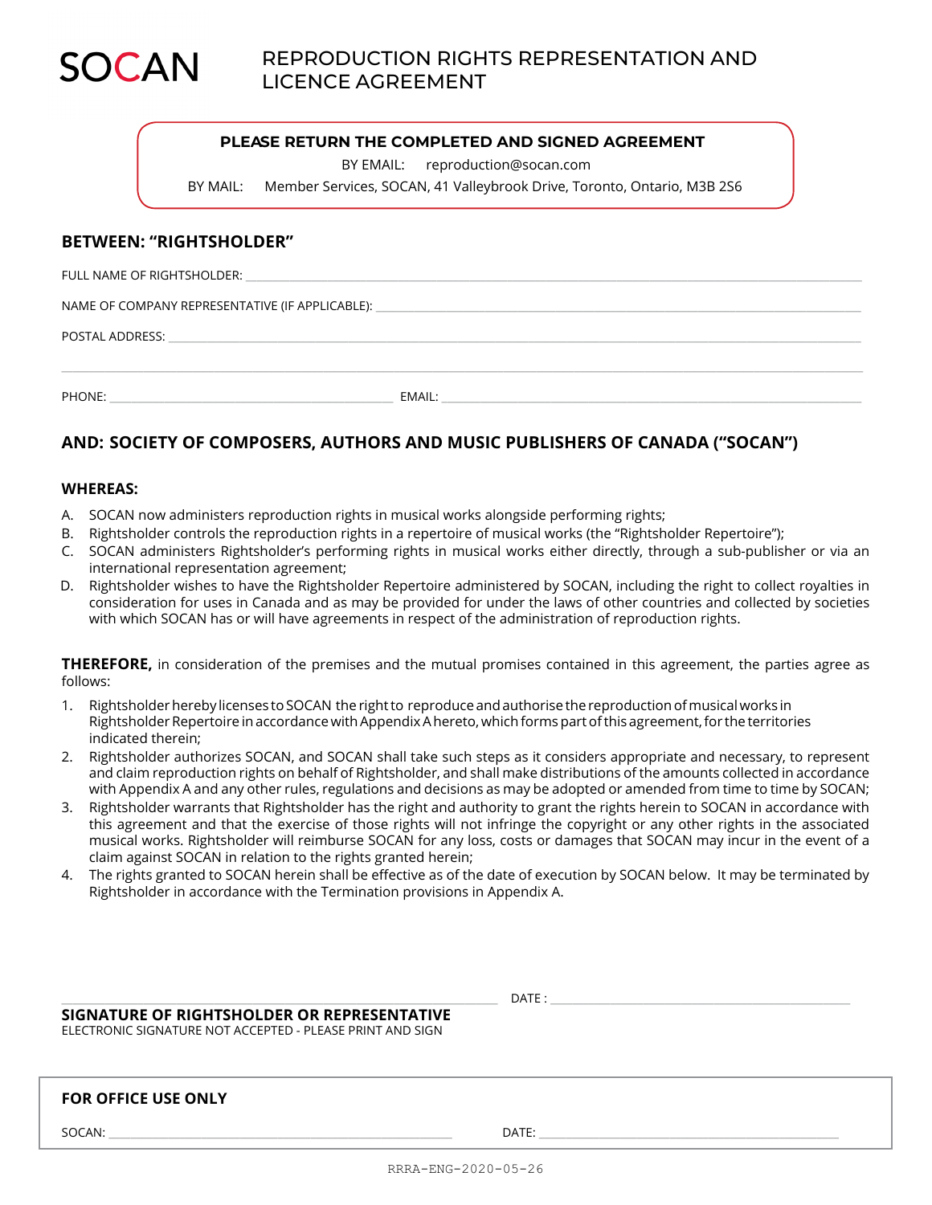# SOCAN

## REPRODUCTION RIGHTS REPRESENTATION AND LICENCE AGREEMENT

**PLEASE RETURN THE COMPLETED AND SIGNED AGREEMENT**

BY EMAIL: reproduction@socan.com

BY MAIL: Member Services, SOCAN, 41 Valleybrook Drive, Toronto, Ontario, M3B 2S6

### BETWEEN: "RIGHTSHOLDER"

FULL NAME OF RIGHTSHOLDER: \_\_\_\_\_\_\_\_\_\_\_\_\_\_\_\_\_\_\_\_

NAME OF COMPANY REPRESENTATIVE (IF APPLICABLE): \_\_\_\_\_\_\_\_\_\_\_\_\_\_\_\_\_\_\_\_

POSTAL ADDRESS: \_\_\_\_\_\_\_\_\_\_\_\_\_\_\_\_\_\_\_\_

\_\_\_\_\_\_\_\_\_\_\_\_\_\_\_\_\_\_\_\_

PHONE: \_\_\_\_\_\_\_\_\_\_\_\_\_\_\_\_\_\_\_\_ EMAIL: \_\_\_\_\_\_\_\_\_\_\_\_\_\_\_\_\_\_\_\_

### AND: SOCIETY OF COMPOSERS, AUTHORS AND MUSIC PUBLISHERS OF CANADA ("SOCAN")

**WHEREAS:**

A. SOCAN now administers reproduction rights in musical works alongside performing rights;

B. Rightsholder controls the reproduction rights in a repertoire of musical works (the "Rightsholder Repertoire");

C. SOCAN administers Rightsholder's performing rights in musical works either directly, through a sub-publisher or via an international representation agreement;

D. Rightsholder wishes to have the Rightsholder Repertoire administered by SOCAN, including the right to collect royalties in consideration for uses in Canada and as may be provided for under the laws of other countries and collected by societies with which SOCAN has or will have agreements in respect of the administration of reproduction rights.

**THEREFORE,** in consideration of the premises and the mutual promises contained in this agreement, the parties agree as follows:

1. Rightsholder hereby licenses to SOCAN the right to reproduce and authorise the reproduction of musical works in Rightsholder Repertoire in accordance with Appendix A hereto, which forms part of this agreement, for the territories indicated therein;
2. Rightsholder authorizes SOCAN, and SOCAN shall take such steps as it considers appropriate and necessary, to represent and claim reproduction rights on behalf of Rightsholder, and shall make distributions of the amounts collected in accordance with Appendix A and any other rules, regulations and decisions as may be adopted or amended from time to time by SOCAN;
3. Rightsholder warrants that Rightsholder has the right and authority to grant the rights herein to SOCAN in accordance with this agreement and that the exercise of those rights will not infringe the copyright or any other rights in the associated musical works. Rightsholder will reimburse SOCAN for any loss, costs or damages that SOCAN may incur in the event of a claim against SOCAN in relation to the rights granted herein;
4. The rights granted to SOCAN herein shall be effective as of the date of execution by SOCAN below. It may be terminated by Rightsholder in accordance with the Termination provisions in Appendix A.

\_\_\_\_\_\_\_\_\_\_\_\_\_\_\_\_\_\_\_\_ DATE : \_\_\_\_\_\_\_\_\_\_\_\_\_\_\_\_\_\_\_\_

**SIGNATURE OF RIGHTSHOLDER OR REPRESENTATIVE**

ELECTRONIC SIGNATURE NOT ACCEPTED - PLEASE PRINT AND SIGN

**FOR OFFICE USE ONLY**

SOCAN: \_\_\_\_\_\_\_\_\_\_\_\_\_\_\_\_\_\_\_\_ DATE: \_\_\_\_\_\_\_\_\_\_\_\_\_\_\_\_\_\_\_\_

RRRA-ENG-2020-05-26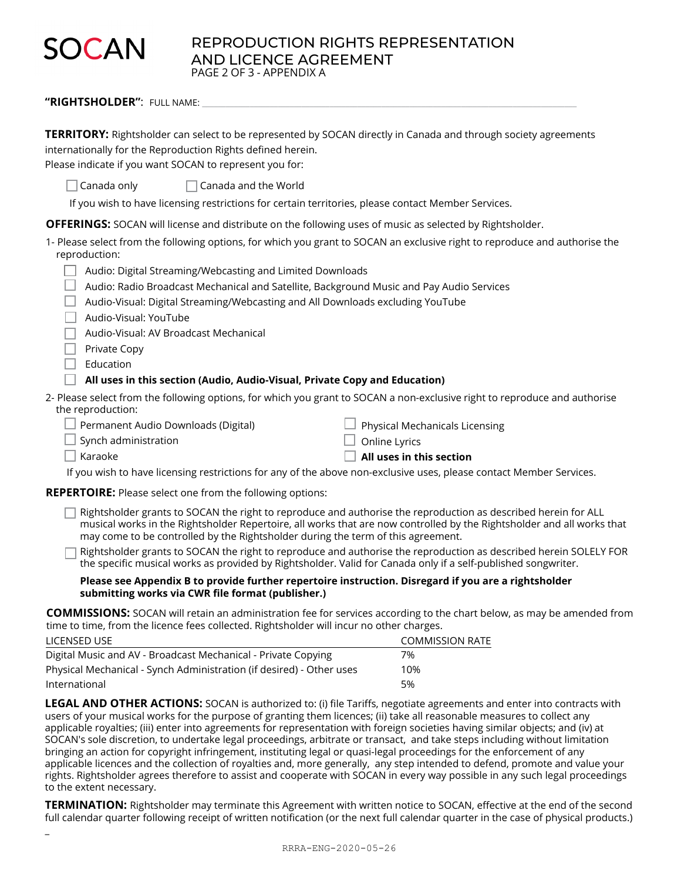# SOCAN

## REPRODUCTION RIGHTS REPRESENTATION AND LICENCE AGREEMENT

PAGE 2 OF 3 - APPENDIX A

**"RIGHTSHOLDER"**: FULL NAME: ______________________________

**TERRITORY:** Rightsholder can select to be represented by SOCAN directly in Canada and through society agreements internationally for the Reproduction Rights defined herein.
Please indicate if you want SOCAN to represent you for:

- ☐ Canada only
- ☐ Canada and the World

If you wish to have licensing restrictions for certain territories, please contact Member Services.

**OFFERINGS:** SOCAN will license and distribute on the following uses of music as selected by Rightsholder.

1- Please select from the following options, for which you grant to SOCAN an exclusive right to reproduce and authorise the reproduction:

- ☐ Audio: Digital Streaming/Webcasting and Limited Downloads
- ☐ Audio: Radio Broadcast Mechanical and Satellite, Background Music and Pay Audio Services
- ☐ Audio-Visual: Digital Streaming/Webcasting and All Downloads excluding YouTube
- ☐ Audio-Visual: YouTube
- ☐ Audio-Visual: AV Broadcast Mechanical
- ☐ Private Copy
- ☐ Education
- ☐ **All uses in this section (Audio, Audio-Visual, Private Copy and Education)**

2- Please select from the following options, for which you grant to SOCAN a non-exclusive right to reproduce and authorise the reproduction:

- ☐ Permanent Audio Downloads (Digital)
- ☐ Synch administration
- ☐ Karaoke
- ☐ Physical Mechanicals Licensing
- ☐ Online Lyrics
- ☐ **All uses in this section**

If you wish to have licensing restrictions for any of the above non-exclusive uses, please contact Member Services.

**REPERTOIRE:** Please select one from the following options:

- ☐ Rightsholder grants to SOCAN the right to reproduce and authorise the reproduction as described herein for ALL musical works in the Rightsholder Repertoire, all works that are now controlled by the Rightsholder and all works that may come to be controlled by the Rightsholder during the term of this agreement.
- ☐ Rightsholder grants to SOCAN the right to reproduce and authorise the reproduction as described herein SOLELY FOR the specific musical works as provided by Rightsholder. Valid for Canada only if a self-published songwriter.

**Please see Appendix B to provide further repertoire instruction. Disregard if you are a rightsholder submitting works via CWR file format (publisher.)**

**COMMISSIONS:** SOCAN will retain an administration fee for services according to the chart below, as may be amended from time to time, from the licence fees collected. Rightsholder will incur no other charges.

| LICENSED USE | COMMISSION RATE |
|---|---|
| Digital Music and AV - Broadcast Mechanical - Private Copying | 7% |
| Physical Mechanical - Synch Administration (if desired) - Other uses | 10% |
| International | 5% |

**LEGAL AND OTHER ACTIONS:** SOCAN is authorized to: (i) file Tariffs, negotiate agreements and enter into contracts with users of your musical works for the purpose of granting them licences; (ii) take all reasonable measures to collect any applicable royalties; (iii) enter into agreements for representation with foreign societies having similar objects; and (iv) at SOCAN's sole discretion, to undertake legal proceedings, arbitrate or transact, and take steps including without limitation bringing an action for copyright infringement, instituting legal or quasi-legal proceedings for the enforcement of any applicable licences and the collection of royalties and, more generally, any step intended to defend, promote and value your rights. Rightsholder agrees therefore to assist and cooperate with SOCAN in every way possible in any such legal proceedings to the extent necessary.

**TERMINATION:** Rightsholder may terminate this Agreement with written notice to SOCAN, effective at the end of the second full calendar quarter following receipt of written notification (or the next full calendar quarter in the case of physical products.)

RRRA-ENG-2020-05-26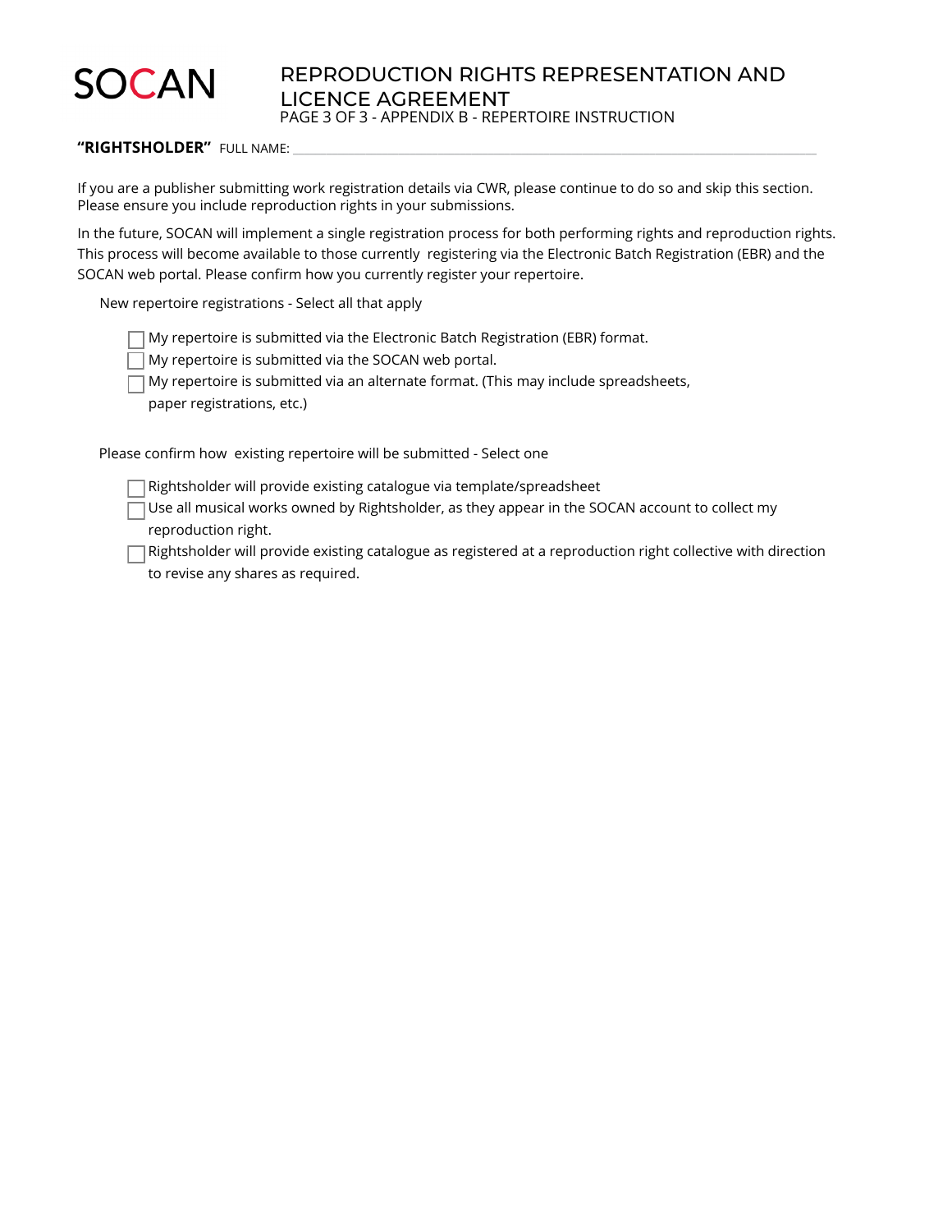# SOCAN

## REPRODUCTION RIGHTS REPRESENTATION AND LICENCE AGREEMENT

PAGE 3 OF 3 - APPENDIX B - REPERTOIRE INSTRUCTION

**"RIGHTSHOLDER"** FULL NAME: ______________________________________________

If you are a publisher submitting work registration details via CWR, please continue to do so and skip this section. Please ensure you include reproduction rights in your submissions.

In the future, SOCAN will implement a single registration process for both performing rights and reproduction rights. This process will become available to those currently registering via the Electronic Batch Registration (EBR) and the SOCAN web portal. Please confirm how you currently register your repertoire.

New repertoire registrations - Select all that apply

- ☐ My repertoire is submitted via the Electronic Batch Registration (EBR) format.
- ☐ My repertoire is submitted via the SOCAN web portal.
- ☐ My repertoire is submitted via an alternate format. (This may include spreadsheets, paper registrations, etc.)

Please confirm how existing repertoire will be submitted - Select one

- ☐ Rightsholder will provide existing catalogue via template/spreadsheet
- ☐ Use all musical works owned by Rightsholder, as they appear in the SOCAN account to collect my reproduction right.
- ☐ Rightsholder will provide existing catalogue as registered at a reproduction right collective with direction to revise any shares as required.